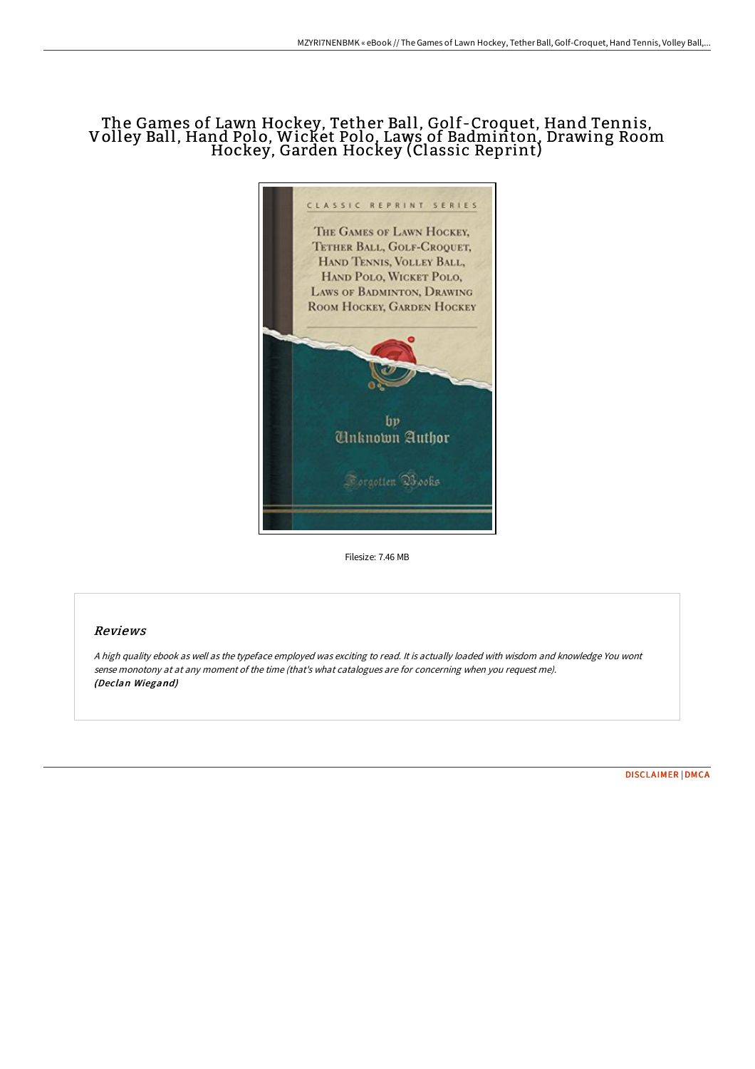# The Games of Lawn Hockey, Tether Ball, Golf-Croquet, Hand Tennis, Volley Ball, Hand Polo, Wicket Polo, Laws of Badminton, Drawing Room Hockey, Garden Hockey (Classic Reprint)

Filesize: 7.46 MB

## Reviews

*A high quality ebook as well as the typeface employed was exciting to read. It is actually loaded with wisdom and knowledge You wont sense monotony at at any moment of the time (that's what catalogues are for concerning when you request me).*
***(Declan Wiegand)***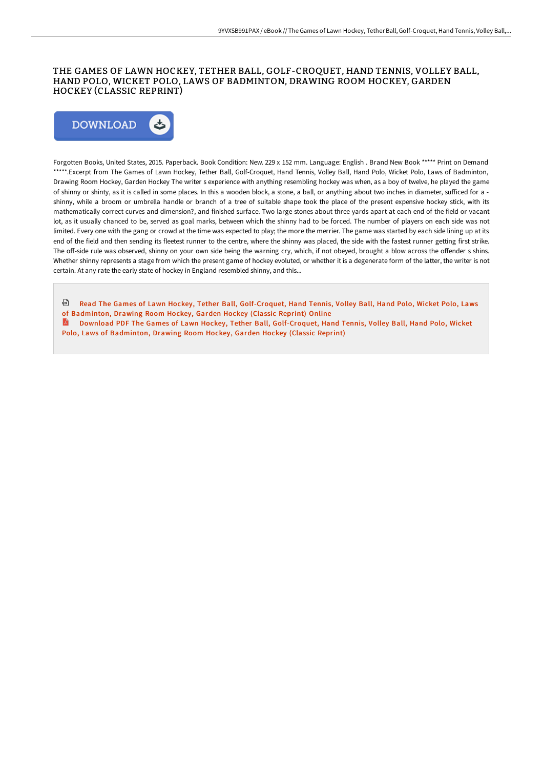# THE GAMES OF LAWN HOCKEY, TETHER BALL, GOLF-CROQUET, HAND TENNIS, VOLLEY BALL, HAND POLO, WICKET POLO, LAWS OF BADMINTON, DRAWING ROOM HOCKEY, GARDEN HOCKEY (CLASSIC REPRINT)

DOWNLOAD

Forgotten Books, United States, 2015. Paperback. Book Condition: New. 229 x 152 mm. Language: English . Brand New Book ***** Print on Demand *****.Excerpt from The Games of Lawn Hockey, Tether Ball, Golf-Croquet, Hand Tennis, Volley Ball, Hand Polo, Wicket Polo, Laws of Badminton, Drawing Room Hockey, Garden Hockey The writer s experience with anything resembling hockey was when, as a boy of twelve, he played the game of shinny or shinty, as it is called in some places. In this a wooden block, a stone, a ball, or anything about two inches in diameter, sufficed for a - shinny, while a broom or umbrella handle or branch of a tree of suitable shape took the place of the present expensive hockey stick, with its mathematically correct curves and dimension?, and finished surface. Two large stones about three yards apart at each end of the field or vacant lot, as it usually chanced to be, served as goal marks, between which the shinny had to be forced. The number of players on each side was not limited. Every one with the gang or crowd at the time was expected to play; the more the merrier. The game was started by each side lining up at its end of the field and then sending its fleetest runner to the centre, where the shinny was placed, the side with the fastest runner getting first strike. The off-side rule was observed, shinny on your own side being the warning cry, which, if not obeyed, brought a blow across the offender s shins. Whether shinny represents a stage from which the present game of hockey evoluted, or whether it is a degenerate form of the latter, the writer is not certain. At any rate the early state of hockey in England resembled shinny, and this...

Read The Games of Lawn Hockey, Tether Ball, Golf-Croquet, Hand Tennis, Volley Ball, Hand Polo, Wicket Polo, Laws of Badminton, Drawing Room Hockey, Garden Hockey (Classic Reprint) Online

Download PDF The Games of Lawn Hockey, Tether Ball, Golf-Croquet, Hand Tennis, Volley Ball, Hand Polo, Wicket Polo, Laws of Badminton, Drawing Room Hockey, Garden Hockey (Classic Reprint)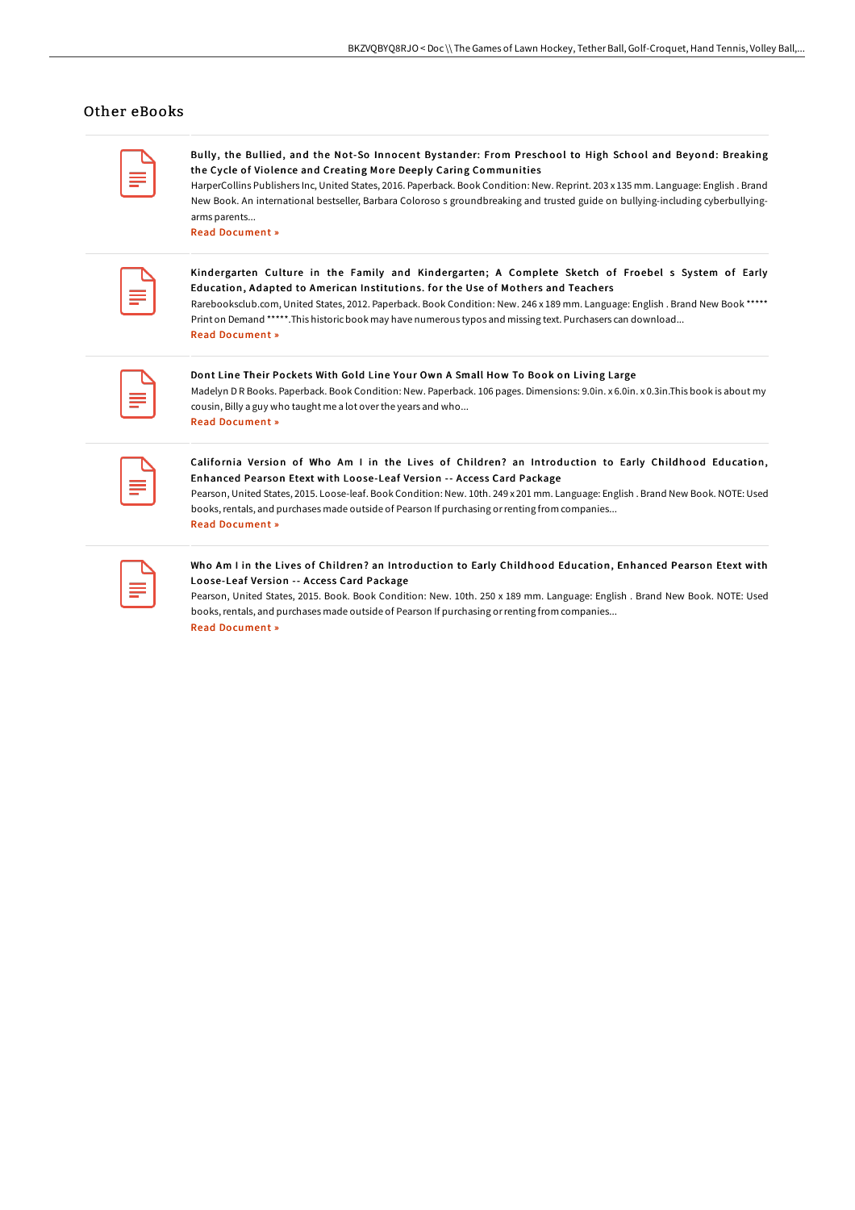## Other eBooks

**Bully, the Bullied, and the Not-So Innocent Bystander: From Preschool to High School and Beyond: Breaking the Cycle of Violence and Creating More Deeply Caring Communities**

HarperCollins Publishers Inc, United States, 2016. Paperback. Book Condition: New. Reprint. 203 x 135 mm. Language: English . Brand New Book. An international bestseller, Barbara Coloroso s groundbreaking and trusted guide on bullying-including cyberbullying-arms parents...

Read Document »

**Kindergarten Culture in the Family and Kindergarten; A Complete Sketch of Froebel s System of Early Education, Adapted to American Institutions. for the Use of Mothers and Teachers**

Rarebooksclub.com, United States, 2012. Paperback. Book Condition: New. 246 x 189 mm. Language: English . Brand New Book ***** Print on Demand *****.This historic book may have numerous typos and missing text. Purchasers can download...

Read Document »

**Dont Line Their Pockets With Gold Line Your Own A Small How To Book on Living Large**

Madelyn D R Books. Paperback. Book Condition: New. Paperback. 106 pages. Dimensions: 9.0in. x 6.0in. x 0.3in.This book is about my cousin, Billy a guy who taught me a lot over the years and who...

Read Document »

**California Version of Who Am I in the Lives of Children? an Introduction to Early Childhood Education, Enhanced Pearson Etext with Loose-Leaf Version -- Access Card Package**

Pearson, United States, 2015. Loose-leaf. Book Condition: New. 10th. 249 x 201 mm. Language: English . Brand New Book. NOTE: Used books, rentals, and purchases made outside of Pearson If purchasing or renting from companies...

Read Document »

**Who Am I in the Lives of Children? an Introduction to Early Childhood Education, Enhanced Pearson Etext with Loose-Leaf Version -- Access Card Package**

Pearson, United States, 2015. Book. Book Condition: New. 10th. 250 x 189 mm. Language: English . Brand New Book. NOTE: Used books, rentals, and purchases made outside of Pearson If purchasing or renting from companies...

Read Document »